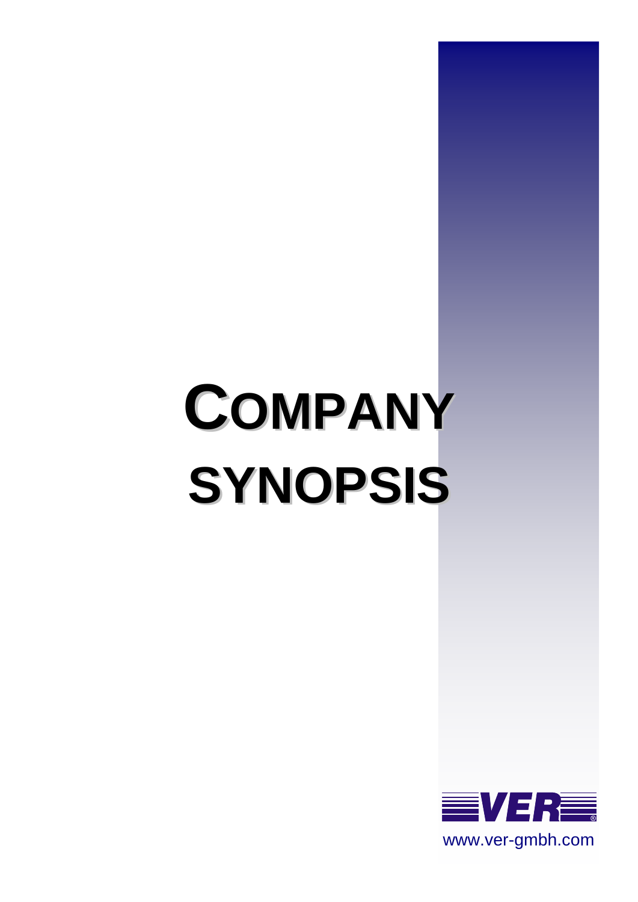# COMPANY SYNOPSIS

VER®

www.ver-gmbh.com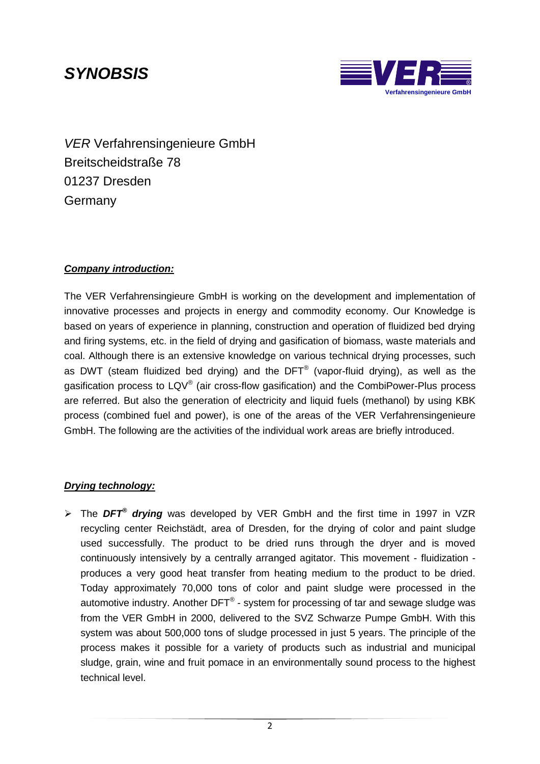# *SYNOBSIS*

*VER* Verfahrensingenieure GmbH
Breitscheidstraße 78
01237 Dresden
Germany

## ***Company introduction:***

The VER Verfahrensingieure GmbH is working on the development and implementation of innovative processes and projects in energy and commodity economy. Our Knowledge is based on years of experience in planning, construction and operation of fluidized bed drying and firing systems, etc. in the field of drying and gasification of biomass, waste materials and coal. Although there is an extensive knowledge on various technical drying processes, such as DWT (steam fluidized bed drying) and the DFT® (vapor-fluid drying), as well as the gasification process to LQV® (air cross-flow gasification) and the CombiPower-Plus process are referred. But also the generation of electricity and liquid fuels (methanol) by using KBK process (combined fuel and power), is one of the areas of the VER Verfahrensingenieure GmbH. The following are the activities of the individual work areas are briefly introduced.

## ***Drying technology:***

- The ***DFT® drying*** was developed by VER GmbH and the first time in 1997 in VZR recycling center Reichstädt, area of Dresden, for the drying of color and paint sludge used successfully. The product to be dried runs through the dryer and is moved continuously intensively by a centrally arranged agitator. This movement - fluidization - produces a very good heat transfer from heating medium to the product to be dried. Today approximately 70,000 tons of color and paint sludge were processed in the automotive industry. Another DFT® - system for processing of tar and sewage sludge was from the VER GmbH in 2000, delivered to the SVZ Schwarze Pumpe GmbH. With this system was about 500,000 tons of sludge processed in just 5 years. The principle of the process makes it possible for a variety of products such as industrial and municipal sludge, grain, wine and fruit pomace in an environmentally sound process to the highest technical level.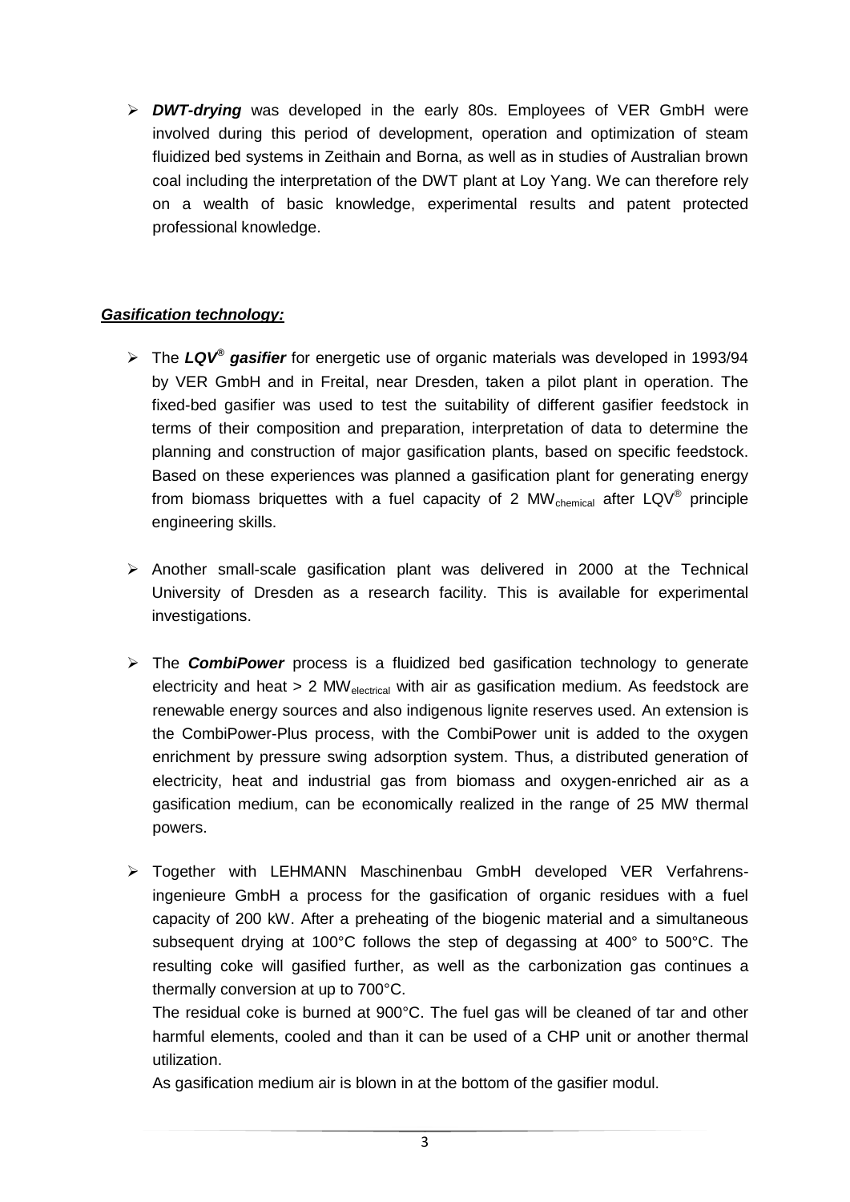- ***DWT-drying*** was developed in the early 80s. Employees of VER GmbH were involved during this period of development, operation and optimization of steam fluidized bed systems in Zeithain and Borna, as well as in studies of Australian brown coal including the interpretation of the DWT plant at Loy Yang. We can therefore rely on a wealth of basic knowledge, experimental results and patent protected professional knowledge.

***Gasification technology:***

- The ***LQV® gasifier*** for energetic use of organic materials was developed in 1993/94 by VER GmbH and in Freital, near Dresden, taken a pilot plant in operation. The fixed-bed gasifier was used to test the suitability of different gasifier feedstock in terms of their composition and preparation, interpretation of data to determine the planning and construction of major gasification plants, based on specific feedstock. Based on these experiences was planned a gasification plant for generating energy from biomass briquettes with a fuel capacity of 2 $MW_{chemical}$ after LQV® principle engineering skills.

- Another small-scale gasification plant was delivered in 2000 at the Technical University of Dresden as a research facility. This is available for experimental investigations.

- The ***CombiPower*** process is a fluidized bed gasification technology to generate electricity and heat > 2 $MW_{electrical}$ with air as gasification medium. As feedstock are renewable energy sources and also indigenous lignite reserves used. An extension is the CombiPower-Plus process, with the CombiPower unit is added to the oxygen enrichment by pressure swing adsorption system. Thus, a distributed generation of electricity, heat and industrial gas from biomass and oxygen-enriched air as a gasification medium, can be economically realized in the range of 25 MW thermal powers.

- Together with LEHMANN Maschinenbau GmbH developed VER Verfahrens-ingenieure GmbH a process for the gasification of organic residues with a fuel capacity of 200 kW. After a preheating of the biogenic material and a simultaneous subsequent drying at 100°C follows the step of degassing at 400° to 500°C. The resulting coke will gasified further, as well as the carbonization gas continues a thermally conversion at up to 700°C.

  The residual coke is burned at 900°C. The fuel gas will be cleaned of tar and other harmful elements, cooled and than it can be used of a CHP unit or another thermal utilization.

  As gasification medium air is blown in at the bottom of the gasifier modul.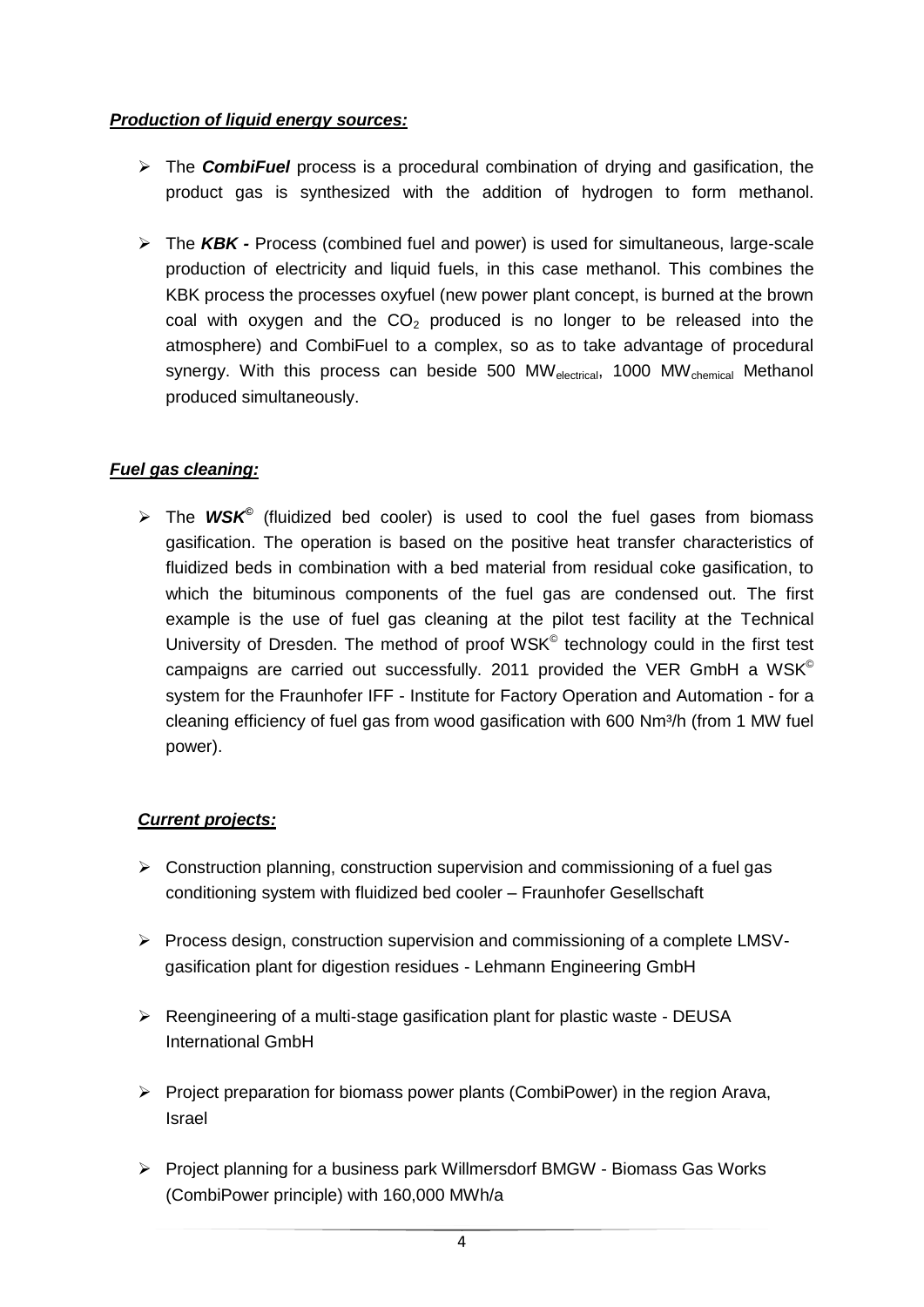***Production of liquid energy sources:***

- The ***CombiFuel*** process is a procedural combination of drying and gasification, the product gas is synthesized with the addition of hydrogen to form methanol.

- The ***KBK -*** Process (combined fuel and power) is used for simultaneous, large-scale production of electricity and liquid fuels, in this case methanol. This combines the KBK process the processes oxyfuel (new power plant concept, is burned at the brown coal with oxygen and the $CO_2$ produced is no longer to be released into the atmosphere) and CombiFuel to a complex, so as to take advantage of procedural synergy. With this process can beside 500 $MW_{electrical}$, 1000 $MW_{chemical}$ Methanol produced simultaneously.

***Fuel gas cleaning:***

- The ***WSK©*** (fluidized bed cooler) is used to cool the fuel gases from biomass gasification. The operation is based on the positive heat transfer characteristics of fluidized beds in combination with a bed material from residual coke gasification, to which the bituminous components of the fuel gas are condensed out. The first example is the use of fuel gas cleaning at the pilot test facility at the Technical University of Dresden. The method of proof WSK© technology could in the first test campaigns are carried out successfully. 2011 provided the VER GmbH a WSK© system for the Fraunhofer IFF - Institute for Factory Operation and Automation - for a cleaning efficiency of fuel gas from wood gasification with 600 Nm³/h (from 1 MW fuel power).

***Current projects:***

- Construction planning, construction supervision and commissioning of a fuel gas conditioning system with fluidized bed cooler – Fraunhofer Gesellschaft

- Process design, construction supervision and commissioning of a complete LMSV-gasification plant for digestion residues - Lehmann Engineering GmbH

- Reengineering of a multi-stage gasification plant for plastic waste - DEUSA International GmbH

- Project preparation for biomass power plants (CombiPower) in the region Arava, Israel

- Project planning for a business park Willmersdorf BMGW - Biomass Gas Works (CombiPower principle) with 160,000 MWh/a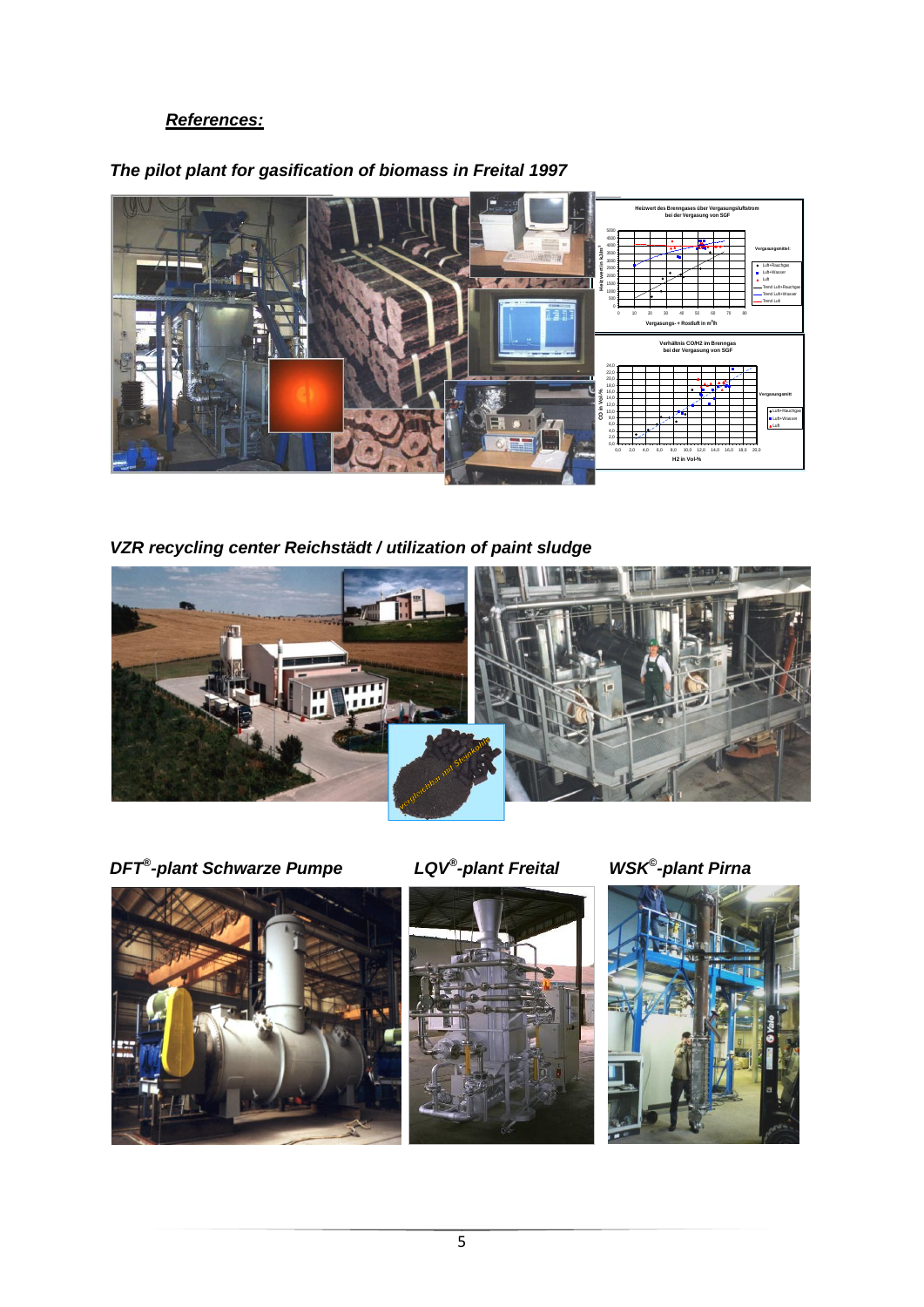***References:***

***The pilot plant for gasification of biomass in Freital 1997***

***VZR recycling center Reichstädt / utilization of paint sludge***

***DFT®-plant Schwarze Pumpe***

***LQV®-plant Freital***

***WSK©-plant Pirna***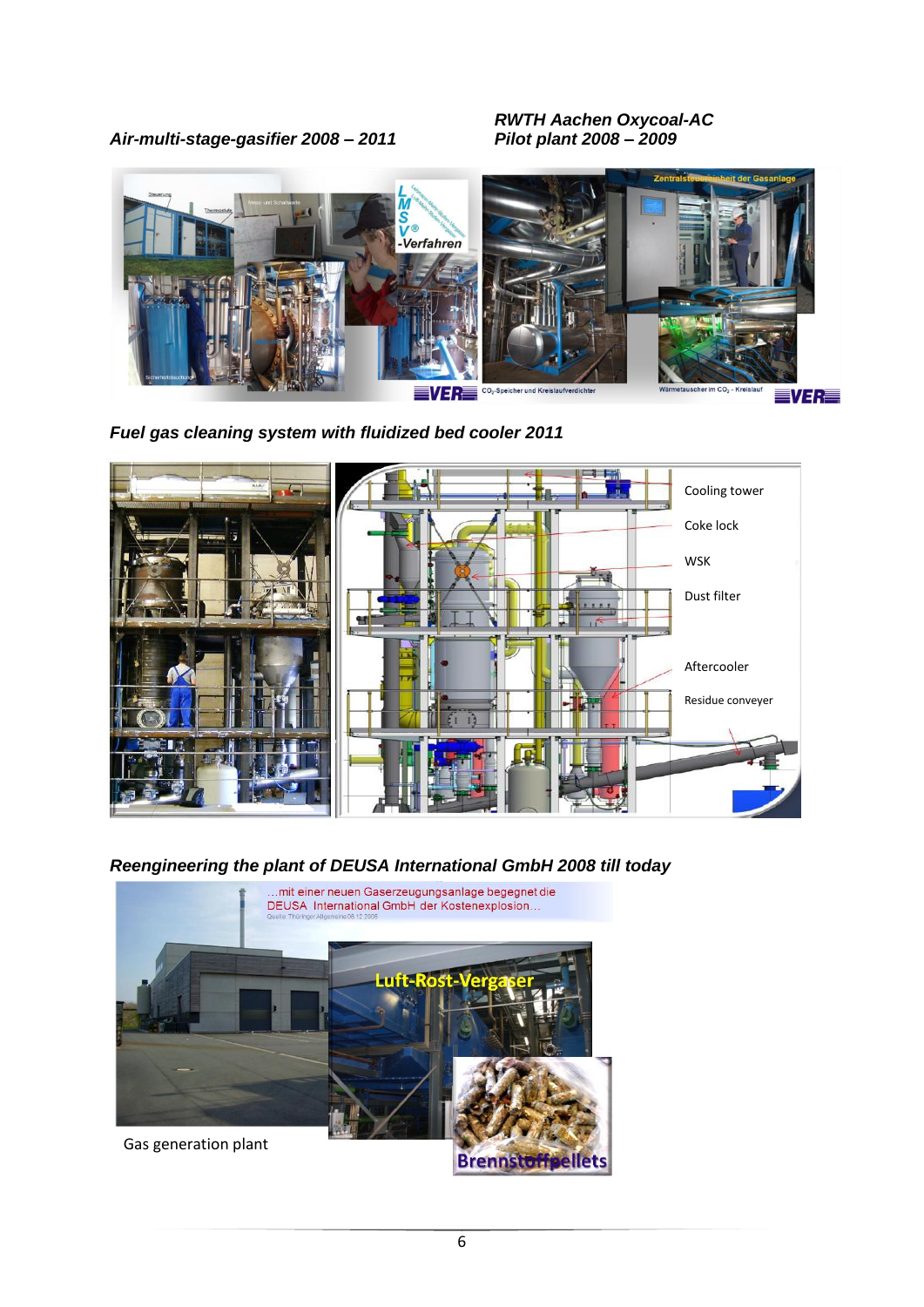*Air-multi-stage-gasifier 2008 – 2011*

*RWTH Aachen Oxycoal-AC Pilot plant 2008 – 2009*

*Fuel gas cleaning system with fluidized bed cooler 2011*

Cooling tower

Coke lock

WSK

Dust filter

Aftercooler

Residue conveyer

*Reengineering the plant of DEUSA International GmbH 2008 till today*

…mit einer neuen Gaserzeugungsanlage begegnet die DEUSA International GmbH der Kostenexplosion…

Quelle: Thüringer Allgemeine 06.12.2005

Luft-Rost-Vergaser

Brennstoffpellets

Gas generation plant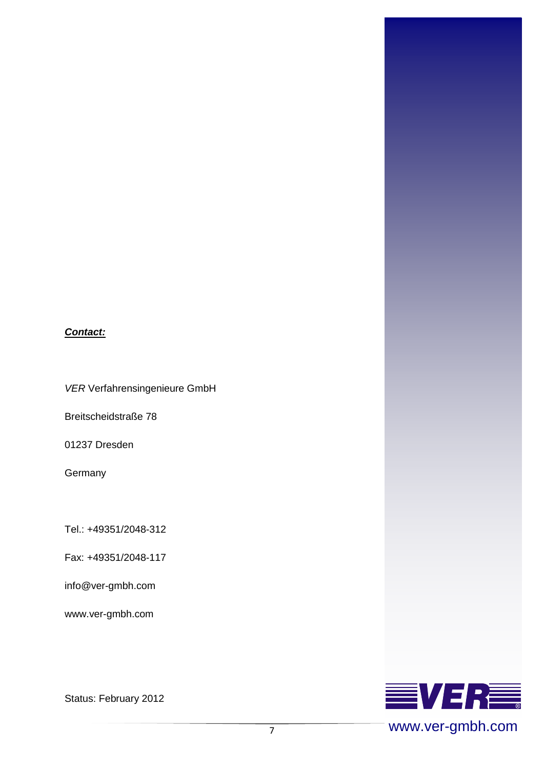***<u>Contact:</u>***

*VER* Verfahrensingenieure GmbH

Breitscheidstraße 78

01237 Dresden

Germany

Tel.: +49351/2048-312

Fax: +49351/2048-117

info@ver-gmbh.com

www.ver-gmbh.com

Status: February 2012

www.ver-gmbh.com